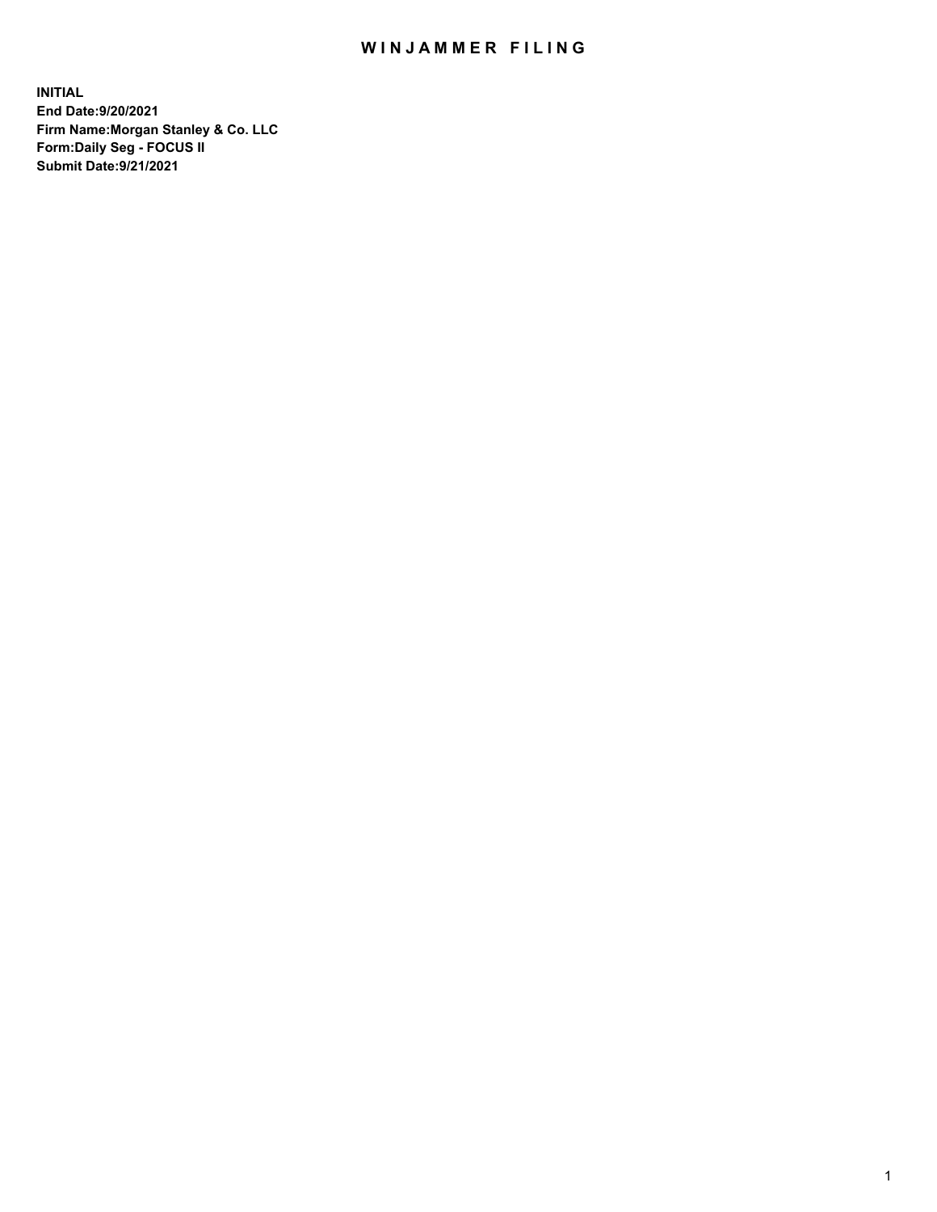# WINJAMMER FILING

**INITIAL**
**End Date:9/20/2021**
**Firm Name:Morgan Stanley & Co. LLC**
**Form:Daily Seg - FOCUS II**
**Submit Date:9/21/2021**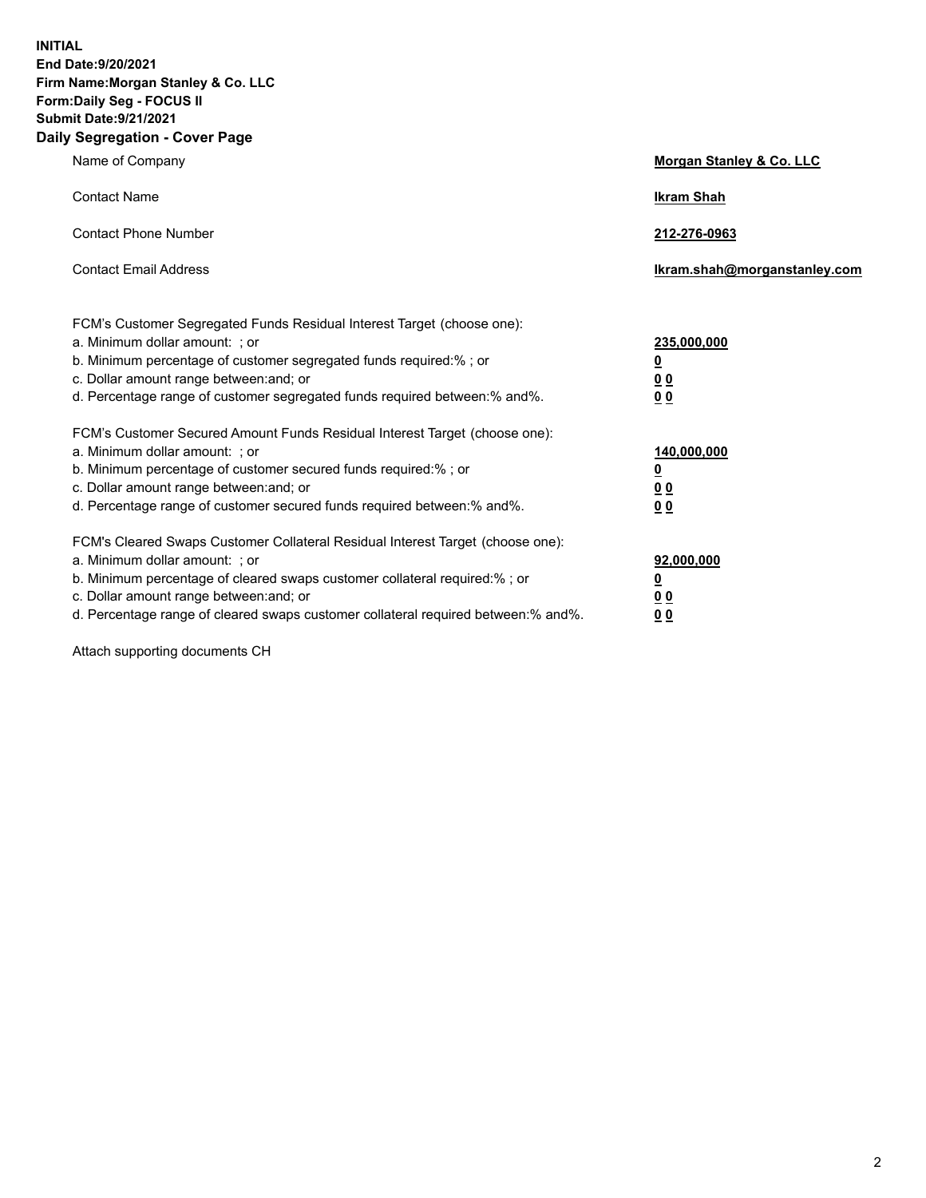**INITIAL**
**End Date:9/20/2021**
**Firm Name:Morgan Stanley & Co. LLC**
**Form:Daily Seg - FOCUS II**
**Submit Date:9/21/2021**

## Daily Segregation - Cover Page

| | |
|---|---|
| Name of Company | **Morgan Stanley & Co. LLC** |
| Contact Name | **Ikram Shah** |
| Contact Phone Number | **212-276-0963** |
| Contact Email Address | **Ikram.shah@morganstanley.com** |

| | |
|---|---|
| FCM's Customer Segregated Funds Residual Interest Target (choose one): | |
| a. Minimum dollar amount: ; or | **235,000,000** |
| b. Minimum percentage of customer segregated funds required:% ; or | **0** |
| c. Dollar amount range between:and; or | **0 0** |
| d. Percentage range of customer segregated funds required between:% and%. | **0 0** |
| FCM's Customer Secured Amount Funds Residual Interest Target (choose one): | |
| a. Minimum dollar amount: ; or | **140,000,000** |
| b. Minimum percentage of customer secured funds required:% ; or | **0** |
| c. Dollar amount range between:and; or | **0 0** |
| d. Percentage range of customer secured funds required between:% and%. | **0 0** |
| FCM's Cleared Swaps Customer Collateral Residual Interest Target (choose one): | |
| a. Minimum dollar amount: ; or | **92,000,000** |
| b. Minimum percentage of cleared swaps customer collateral required:% ; or | **0** |
| c. Dollar amount range between:and; or | **0 0** |
| d. Percentage range of cleared swaps customer collateral required between:% and%. | **0 0** |

Attach supporting documents CH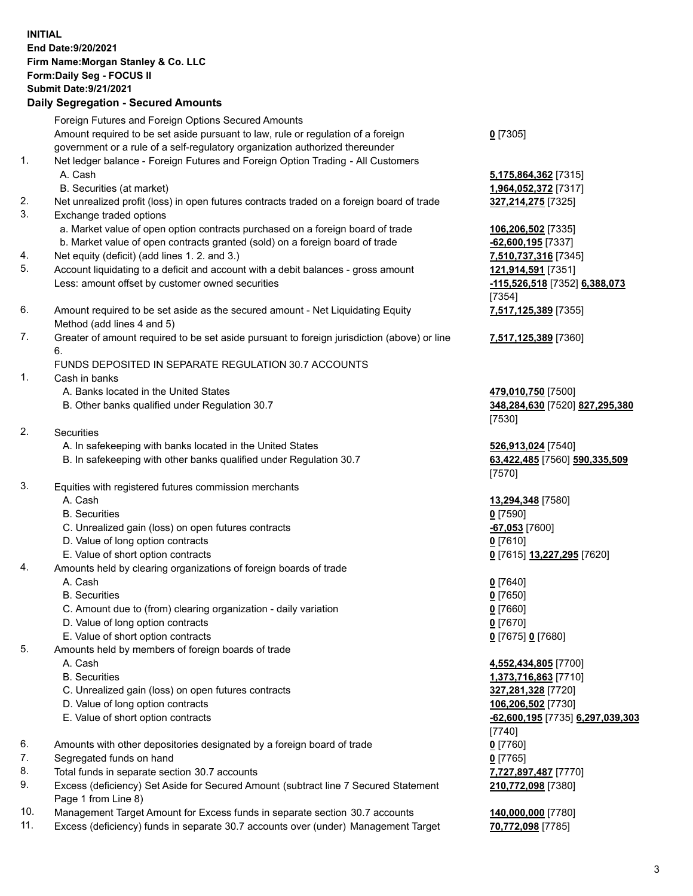**INITIAL**
**End Date:9/20/2021**
**Firm Name:Morgan Stanley & Co. LLC**
**Form:Daily Seg - FOCUS II**
**Submit Date:9/21/2021**

## Daily Segregation - Secured Amounts

| | | |
|---|---|---|
| | Foreign Futures and Foreign Options Secured Amounts | |
| | Amount required to be set aside pursuant to law, rule or regulation of a foreign government or a rule of a self-regulatory organization authorized thereunder | **0** [7305] |
| 1. | Net ledger balance - Foreign Futures and Foreign Option Trading - All Customers | |
| | A. Cash | **5,175,864,362** [7315] |
| | B. Securities (at market) | **1,964,052,372** [7317] |
| 2. | Net unrealized profit (loss) in open futures contracts traded on a foreign board of trade | **327,214,275** [7325] |
| 3. | Exchange traded options | |
| | a. Market value of open option contracts purchased on a foreign board of trade | **106,206,502** [7335] |
| | b. Market value of open contracts granted (sold) on a foreign board of trade | **-62,600,195** [7337] |
| 4. | Net equity (deficit) (add lines 1. 2. and 3.) | **7,510,737,316** [7345] |
| 5. | Account liquidating to a deficit and account with a debit balances - gross amount | **121,914,591** [7351] |
| | Less: amount offset by customer owned securities | **-115,526,518** [7352] **6,388,073** [7354] |
| 6. | Amount required to be set aside as the secured amount - Net Liquidating Equity Method (add lines 4 and 5) | **7,517,125,389** [7355] |
| 7. | Greater of amount required to be set aside pursuant to foreign jurisdiction (above) or line 6. | **7,517,125,389** [7360] |
| | FUNDS DEPOSITED IN SEPARATE REGULATION 30.7 ACCOUNTS | |
| 1. | Cash in banks | |
| | A. Banks located in the United States | **479,010,750** [7500] |
| | B. Other banks qualified under Regulation 30.7 | **348,284,630** [7520] **827,295,380** [7530] |
| 2. | Securities | |
| | A. In safekeeping with banks located in the United States | **526,913,024** [7540] |
| | B. In safekeeping with other banks qualified under Regulation 30.7 | **63,422,485** [7560] **590,335,509** [7570] |
| 3. | Equities with registered futures commission merchants | |
| | A. Cash | **13,294,348** [7580] |
| | B. Securities | **0** [7590] |
| | C. Unrealized gain (loss) on open futures contracts | **-67,053** [7600] |
| | D. Value of long option contracts | **0** [7610] |
| | E. Value of short option contracts | **0** [7615] **13,227,295** [7620] |
| 4. | Amounts held by clearing organizations of foreign boards of trade | |
| | A. Cash | **0** [7640] |
| | B. Securities | **0** [7650] |
| | C. Amount due to (from) clearing organization - daily variation | **0** [7660] |
| | D. Value of long option contracts | **0** [7670] |
| | E. Value of short option contracts | **0** [7675] **0** [7680] |
| 5. | Amounts held by members of foreign boards of trade | |
| | A. Cash | **4,552,434,805** [7700] |
| | B. Securities | **1,373,716,863** [7710] |
| | C. Unrealized gain (loss) on open futures contracts | **327,281,328** [7720] |
| | D. Value of long option contracts | **106,206,502** [7730] |
| | E. Value of short option contracts | **-62,600,195** [7735] **6,297,039,303** [7740] |
| 6. | Amounts with other depositories designated by a foreign board of trade | **0** [7760] |
| 7. | Segregated funds on hand | **0** [7765] |
| 8. | Total funds in separate section 30.7 accounts | **7,727,897,487** [7770] |
| 9. | Excess (deficiency) Set Aside for Secured Amount (subtract line 7 Secured Statement Page 1 from Line 8) | **210,772,098** [7380] |
| 10. | Management Target Amount for Excess funds in separate section 30.7 accounts | **140,000,000** [7780] |
| 11. | Excess (deficiency) funds in separate 30.7 accounts over (under) Management Target | **70,772,098** [7785] |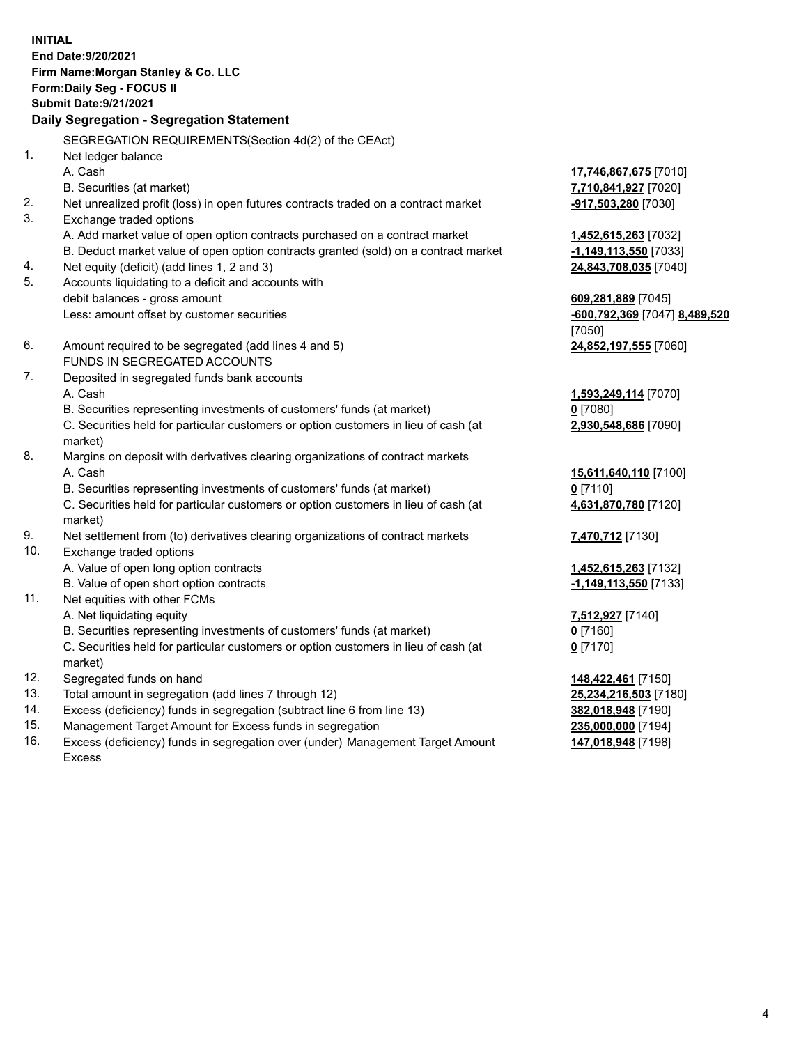**INITIAL**
**End Date:9/20/2021**
**Firm Name:Morgan Stanley & Co. LLC**
**Form:Daily Seg - FOCUS II**
**Submit Date:9/21/2021**

**Daily Segregation - Segregation Statement**

SEGREGATION REQUIREMENTS(Section 4d(2) of the CEAct)

| | | |
|---|---|---|
| 1. | Net ledger balance | |
| | A. Cash | **17,746,867,675** [7010] |
| | B. Securities (at market) | **7,710,841,927** [7020] |
| 2. | Net unrealized profit (loss) in open futures contracts traded on a contract market | **-917,503,280** [7030] |
| 3. | Exchange traded options | |
| | A. Add market value of open option contracts purchased on a contract market | **1,452,615,263** [7032] |
| | B. Deduct market value of open option contracts granted (sold) on a contract market | **-1,149,113,550** [7033] |
| 4. | Net equity (deficit) (add lines 1, 2 and 3) | **24,843,708,035** [7040] |
| 5. | Accounts liquidating to a deficit and accounts with debit balances - gross amount | **609,281,889** [7045] |
| | Less: amount offset by customer securities | **-600,792,369** [7047] **8,489,520** [7050] |
| 6. | Amount required to be segregated (add lines 4 and 5) | **24,852,197,555** [7060] |
| | FUNDS IN SEGREGATED ACCOUNTS | |
| 7. | Deposited in segregated funds bank accounts | |
| | A. Cash | **1,593,249,114** [7070] |
| | B. Securities representing investments of customers' funds (at market) | **0** [7080] |
| | C. Securities held for particular customers or option customers in lieu of cash (at market) | **2,930,548,686** [7090] |
| 8. | Margins on deposit with derivatives clearing organizations of contract markets | |
| | A. Cash | **15,611,640,110** [7100] |
| | B. Securities representing investments of customers' funds (at market) | **0** [7110] |
| | C. Securities held for particular customers or option customers in lieu of cash (at market) | **4,631,870,780** [7120] |
| 9. | Net settlement from (to) derivatives clearing organizations of contract markets | **7,470,712** [7130] |
| 10. | Exchange traded options | |
| | A. Value of open long option contracts | **1,452,615,263** [7132] |
| | B. Value of open short option contracts | **-1,149,113,550** [7133] |
| 11. | Net equities with other FCMs | |
| | A. Net liquidating equity | **7,512,927** [7140] |
| | B. Securities representing investments of customers' funds (at market) | **0** [7160] |
| | C. Securities held for particular customers or option customers in lieu of cash (at market) | **0** [7170] |
| 12. | Segregated funds on hand | **148,422,461** [7150] |
| 13. | Total amount in segregation (add lines 7 through 12) | **25,234,216,503** [7180] |
| 14. | Excess (deficiency) funds in segregation (subtract line 6 from line 13) | **382,018,948** [7190] |
| 15. | Management Target Amount for Excess funds in segregation | **235,000,000** [7194] |
| 16. | Excess (deficiency) funds in segregation over (under) Management Target Amount Excess | **147,018,948** [7198] |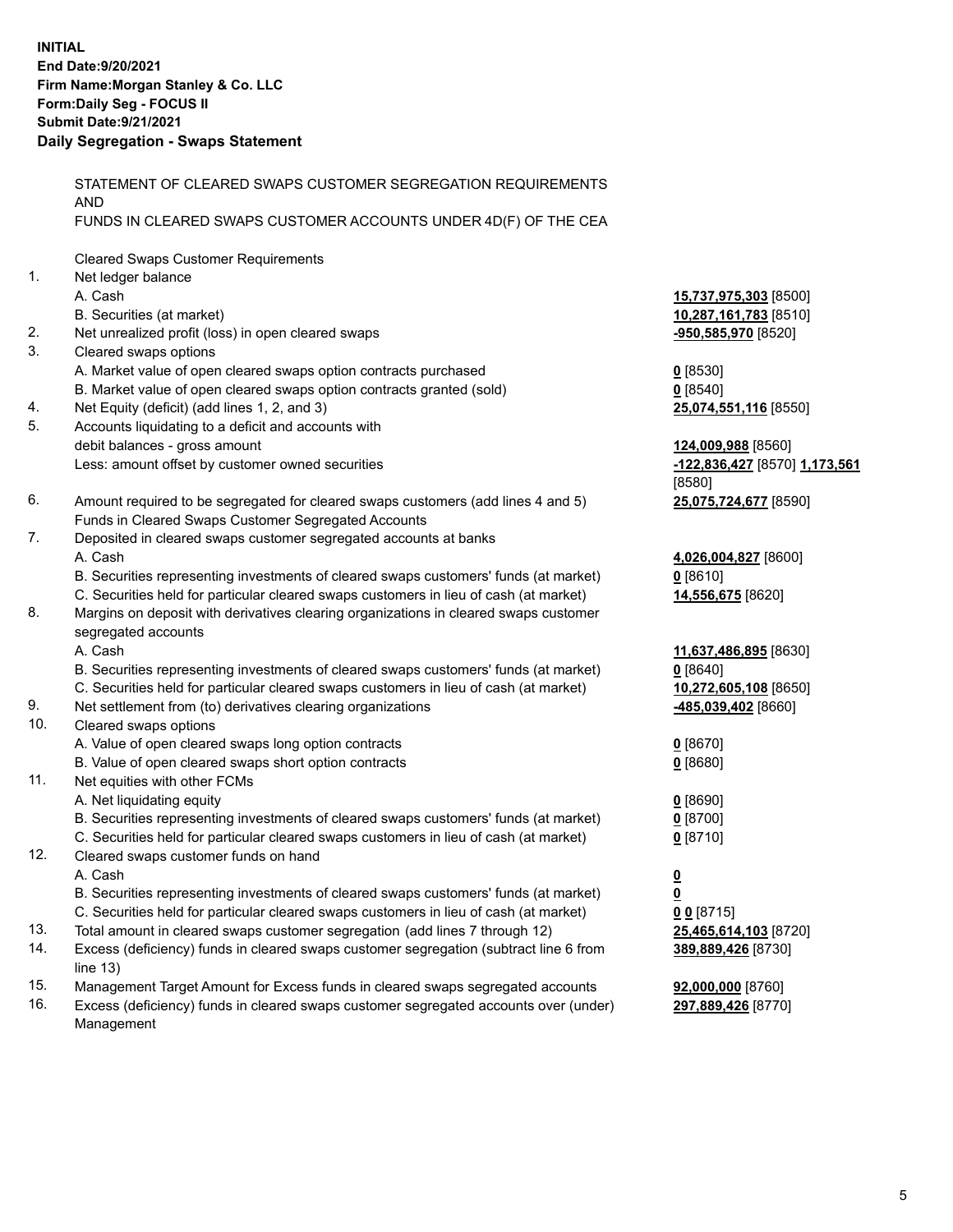**INITIAL**
**End Date:9/20/2021**
**Firm Name:Morgan Stanley & Co. LLC**
**Form:Daily Seg - FOCUS II**
**Submit Date:9/21/2021**
**Daily Segregation - Swaps Statement**

STATEMENT OF CLEARED SWAPS CUSTOMER SEGREGATION REQUIREMENTS AND FUNDS IN CLEARED SWAPS CUSTOMER ACCOUNTS UNDER 4D(F) OF THE CEA

| | | |
|---|---|---|
| | Cleared Swaps Customer Requirements | |
| 1. | Net ledger balance | |
| | A. Cash | **15,737,975,303** [8500] |
| | B. Securities (at market) | **10,287,161,783** [8510] |
| 2. | Net unrealized profit (loss) in open cleared swaps | **-950,585,970** [8520] |
| 3. | Cleared swaps options | |
| | A. Market value of open cleared swaps option contracts purchased | **0** [8530] |
| | B. Market value of open cleared swaps option contracts granted (sold) | **0** [8540] |
| 4. | Net Equity (deficit) (add lines 1, 2, and 3) | **25,074,551,116** [8550] |
| 5. | Accounts liquidating to a deficit and accounts with debit balances - gross amount | **124,009,988** [8560] |
| | Less: amount offset by customer owned securities | **-122,836,427** [8570] **1,173,561** [8580] |
| 6. | Amount required to be segregated for cleared swaps customers (add lines 4 and 5) | **25,075,724,677** [8590] |
| | Funds in Cleared Swaps Customer Segregated Accounts | |
| 7. | Deposited in cleared swaps customer segregated accounts at banks | |
| | A. Cash | **4,026,004,827** [8600] |
| | B. Securities representing investments of cleared swaps customers' funds (at market) | **0** [8610] |
| | C. Securities held for particular cleared swaps customers in lieu of cash (at market) | **14,556,675** [8620] |
| 8. | Margins on deposit with derivatives clearing organizations in cleared swaps customer segregated accounts | |
| | A. Cash | **11,637,486,895** [8630] |
| | B. Securities representing investments of cleared swaps customers' funds (at market) | **0** [8640] |
| | C. Securities held for particular cleared swaps customers in lieu of cash (at market) | **10,272,605,108** [8650] |
| 9. | Net settlement from (to) derivatives clearing organizations | **-485,039,402** [8660] |
| 10. | Cleared swaps options | |
| | A. Value of open cleared swaps long option contracts | **0** [8670] |
| | B. Value of open cleared swaps short option contracts | **0** [8680] |
| 11. | Net equities with other FCMs | |
| | A. Net liquidating equity | **0** [8690] |
| | B. Securities representing investments of cleared swaps customers' funds (at market) | **0** [8700] |
| | C. Securities held for particular cleared swaps customers in lieu of cash (at market) | **0** [8710] |
| 12. | Cleared swaps customer funds on hand | |
| | A. Cash | **0** |
| | B. Securities representing investments of cleared swaps customers' funds (at market) | **0** |
| | C. Securities held for particular cleared swaps customers in lieu of cash (at market) | **0** **0** [8715] |
| 13. | Total amount in cleared swaps customer segregation (add lines 7 through 12) | **25,465,614,103** [8720] |
| 14. | Excess (deficiency) funds in cleared swaps customer segregation (subtract line 6 from line 13) | **389,889,426** [8730] |
| 15. | Management Target Amount for Excess funds in cleared swaps segregated accounts | **92,000,000** [8760] |
| 16. | Excess (deficiency) funds in cleared swaps customer segregated accounts over (under) Management | **297,889,426** [8770] |